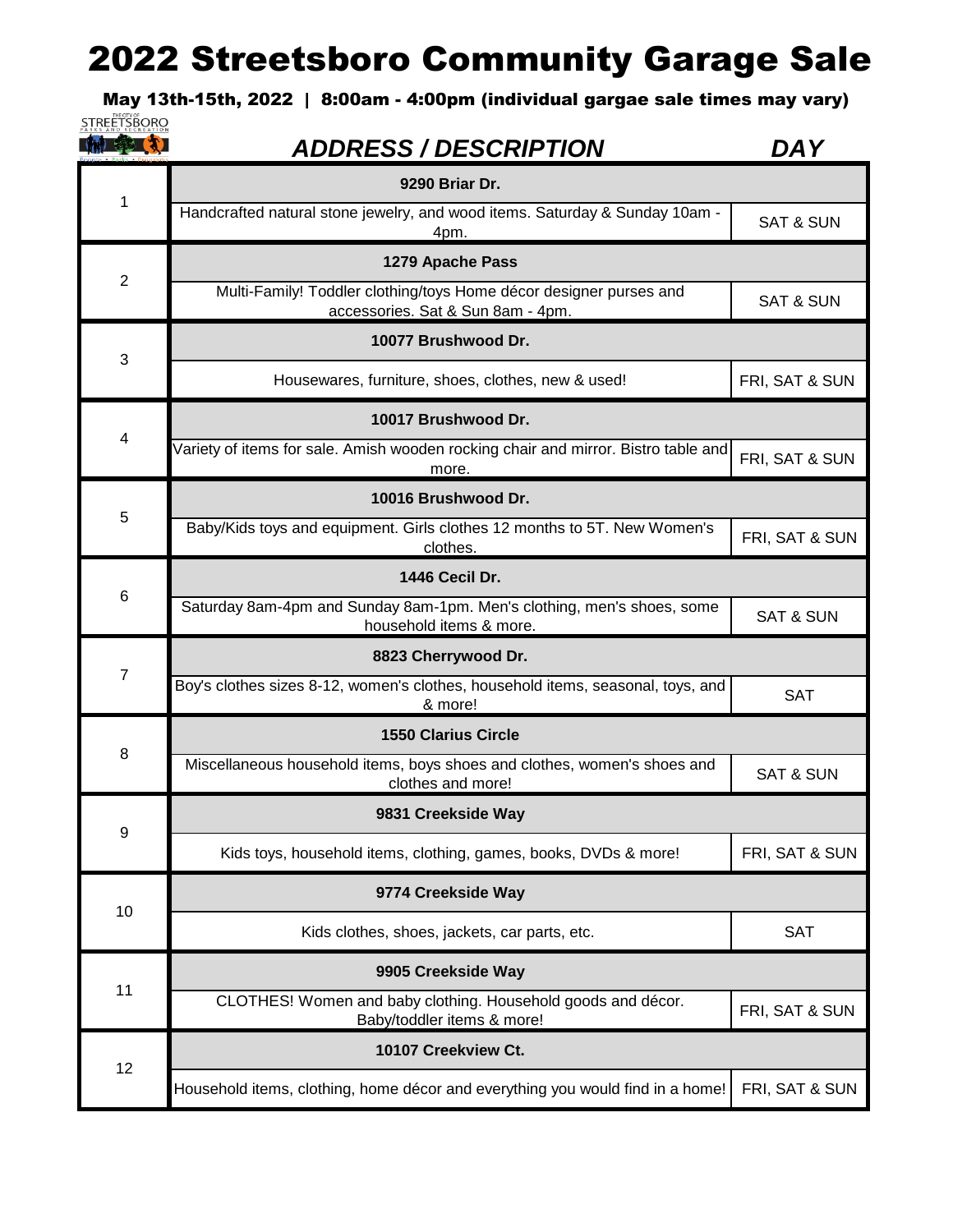# 2022 Streetsboro Community Garage Sale

**May 13th-15th, 2022 | 8:00am - 4:00pm (individual gargae sale times may vary)**

| # | *ADDRESS / DESCRIPTION* | *DAY* |
|---|---|---|
| 1 | **9290 Briar Dr.** | |
| | Handcrafted natural stone jewelry, and wood items. Saturday & Sunday 10am - 4pm. | SAT & SUN |
| 2 | **1279 Apache Pass** | |
| | Multi-Family! Toddler clothing/toys Home décor designer purses and accessories. Sat & Sun 8am - 4pm. | SAT & SUN |
| 3 | **10077 Brushwood Dr.** | |
| | Housewares, furniture, shoes, clothes, new & used! | FRI, SAT & SUN |
| 4 | **10017 Brushwood Dr.** | |
| | Variety of items for sale. Amish wooden rocking chair and mirror. Bistro table and more. | FRI, SAT & SUN |
| 5 | **10016 Brushwood Dr.** | |
| | Baby/Kids toys and equipment. Girls clothes 12 months to 5T. New Women's clothes. | FRI, SAT & SUN |
| 6 | **1446 Cecil Dr.** | |
| | Saturday 8am-4pm and Sunday 8am-1pm. Men's clothing, men's shoes, some household items & more. | SAT & SUN |
| 7 | **8823 Cherrywood Dr.** | |
| | Boy's clothes sizes 8-12, women's clothes, household items, seasonal, toys, and & more! | SAT |
| 8 | **1550 Clarius Circle** | |
| | Miscellaneous household items, boys shoes and clothes, women's shoes and clothes and more! | SAT & SUN |
| 9 | **9831 Creekside Way** | |
| | Kids toys, household items, clothing, games, books, DVDs & more! | FRI, SAT & SUN |
| 10 | **9774 Creekside Way** | |
| | Kids clothes, shoes, jackets, car parts, etc. | SAT |
| 11 | **9905 Creekside Way** | |
| | CLOTHES! Women and baby clothing. Household goods and décor. Baby/toddler items & more! | FRI, SAT & SUN |
| 12 | **10107 Creekview Ct.** | |
| | Household items, clothing, home décor and everything you would find in a home! | FRI, SAT & SUN |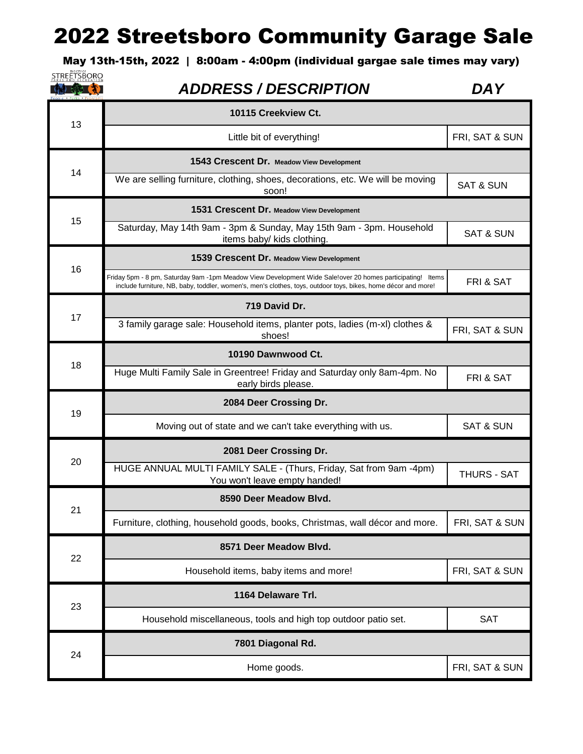# 2022 Streetsboro Community Garage Sale

**May 13th-15th, 2022 | 8:00am - 4:00pm (individual gargae sale times may vary)**

| # | *ADDRESS / DESCRIPTION* | *DAY* |
|---|---|---|
| 13 | **10115 Creekview Ct.** | |
| | Little bit of everything! | FRI, SAT & SUN |
| 14 | **1543 Crescent Dr. Meadow View Development** | |
| | We are selling furniture, clothing, shoes, decorations, etc. We will be moving soon! | SAT & SUN |
| 15 | **1531 Crescent Dr. Meadow View Development** | |
| | Saturday, May 14th 9am - 3pm & Sunday, May 15th 9am - 3pm. Household items baby/ kids clothing. | SAT & SUN |
| 16 | **1539 Crescent Dr. Meadow View Development** | |
| | Friday 5pm - 8 pm, Saturday 9am -1pm Meadow View Development Wide Sale!over 20 homes participating! Items include furniture, NB, baby, toddler, women's, men's clothes, toys, outdoor toys, bikes, home décor and more! | FRI & SAT |
| 17 | **719 David Dr.** | |
| | 3 family garage sale: Household items, planter pots, ladies (m-xl) clothes & shoes! | FRI, SAT & SUN |
| 18 | **10190 Dawnwood Ct.** | |
| | Huge Multi Family Sale in Greentree! Friday and Saturday only 8am-4pm. No early birds please. | FRI & SAT |
| 19 | **2084 Deer Crossing Dr.** | |
| | Moving out of state and we can't take everything with us. | SAT & SUN |
| 20 | **2081 Deer Crossing Dr.** | |
| | HUGE ANNUAL MULTI FAMILY SALE - (Thurs, Friday, Sat from 9am -4pm) You won't leave empty handed! | THURS - SAT |
| 21 | **8590 Deer Meadow Blvd.** | |
| | Furniture, clothing, household goods, books, Christmas, wall décor and more. | FRI, SAT & SUN |
| 22 | **8571 Deer Meadow Blvd.** | |
| | Household items, baby items and more! | FRI, SAT & SUN |
| 23 | **1164 Delaware Trl.** | |
| | Household miscellaneous, tools and high top outdoor patio set. | SAT |
| 24 | **7801 Diagonal Rd.** | |
| | Home goods. | FRI, SAT & SUN |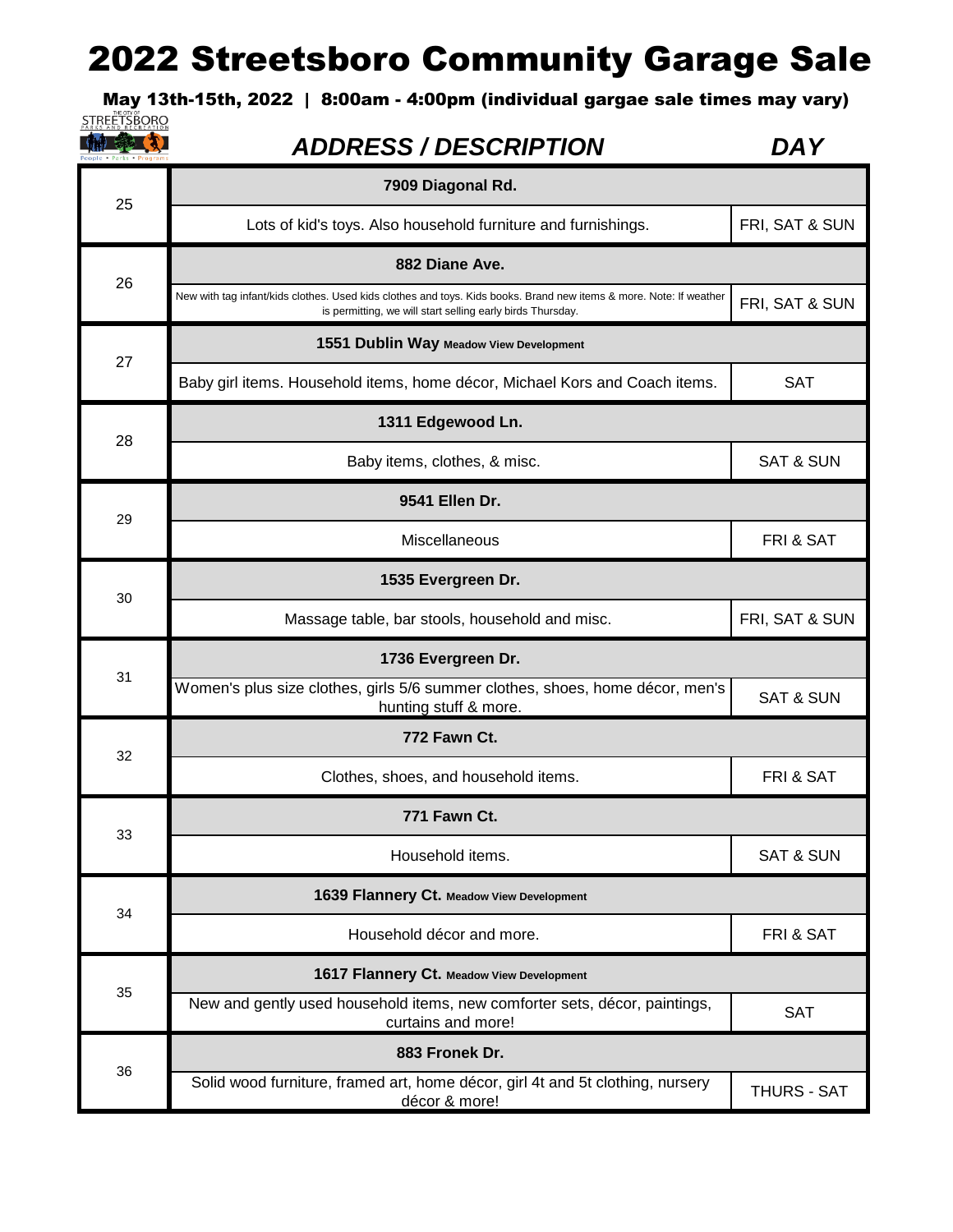# 2022 Streetsboro Community Garage Sale

**May 13th-15th, 2022 | 8:00am - 4:00pm (individual gargae sale times may vary)**

| # | ADDRESS / DESCRIPTION | DAY |
|---|---|---|
| 25 | **7909 Diagonal Rd.** | |
| | Lots of kid's toys. Also household furniture and furnishings. | FRI, SAT & SUN |
| 26 | **882 Diane Ave.** | |
| | New with tag infant/kids clothes. Used kids clothes and toys. Kids books. Brand new items & more. Note: If weather is permitting, we will start selling early birds Thursday. | FRI, SAT & SUN |
| 27 | **1551 Dublin Way** Meadow View Development | |
| | Baby girl items. Household items, home décor, Michael Kors and Coach items. | SAT |
| 28 | **1311 Edgewood Ln.** | |
| | Baby items, clothes, & misc. | SAT & SUN |
| 29 | **9541 Ellen Dr.** | |
| | Miscellaneous | FRI & SAT |
| 30 | **1535 Evergreen Dr.** | |
| | Massage table, bar stools, household and misc. | FRI, SAT & SUN |
| 31 | **1736 Evergreen Dr.** | |
| | Women's plus size clothes, girls 5/6 summer clothes, shoes, home décor, men's hunting stuff & more. | SAT & SUN |
| 32 | **772 Fawn Ct.** | |
| | Clothes, shoes, and household items. | FRI & SAT |
| 33 | **771 Fawn Ct.** | |
| | Household items. | SAT & SUN |
| 34 | **1639 Flannery Ct.** Meadow View Development | |
| | Household décor and more. | FRI & SAT |
| 35 | **1617 Flannery Ct.** Meadow View Development | |
| | New and gently used household items, new comforter sets, décor, paintings, curtains and more! | SAT |
| 36 | **883 Fronek Dr.** | |
| | Solid wood furniture, framed art, home décor, girl 4t and 5t clothing, nursery décor & more! | THURS - SAT |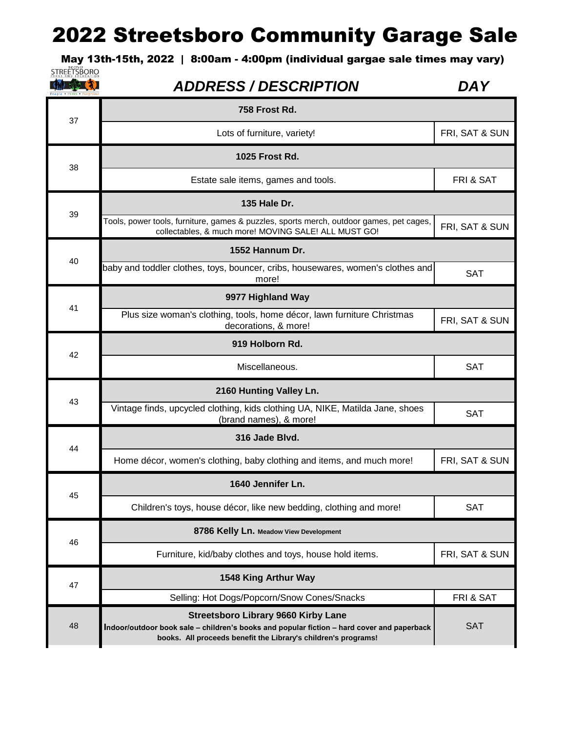# 2022 Streetsboro Community Garage Sale

**May 13th-15th, 2022 | 8:00am - 4:00pm (individual gargae sale times may vary)**

THE CITY OF STREETSBORO PARKS AND RECREATION
People • Parks • Programs

| # | *ADDRESS / DESCRIPTION* | *DAY* |
|---|---|---|
| 37 | **758 Frost Rd.** | |
| | Lots of furniture, variety! | FRI, SAT & SUN |
| 38 | **1025 Frost Rd.** | |
| | Estate sale items, games and tools. | FRI & SAT |
| 39 | **135 Hale Dr.** | |
| | Tools, power tools, furniture, games & puzzles, sports merch, outdoor games, pet cages, collectables, & much more! MOVING SALE! ALL MUST GO! | FRI, SAT & SUN |
| 40 | **1552 Hannum Dr.** | |
| | baby and toddler clothes, toys, bouncer, cribs, housewares, women's clothes and more! | SAT |
| 41 | **9977 Highland Way** | |
| | Plus size woman's clothing, tools, home décor, lawn furniture Christmas decorations, & more! | FRI, SAT & SUN |
| 42 | **919 Holborn Rd.** | |
| | Miscellaneous. | SAT |
| 43 | **2160 Hunting Valley Ln.** | |
| | Vintage finds, upcycled clothing, kids clothing UA, NIKE, Matilda Jane, shoes (brand names), & more! | SAT |
| 44 | **316 Jade Blvd.** | |
| | Home décor, women's clothing, baby clothing and items, and much more! | FRI, SAT & SUN |
| 45 | **1640 Jennifer Ln.** | |
| | Children's toys, house décor, like new bedding, clothing and more! | SAT |
| 46 | **8786 Kelly Ln. Meadow View Development** | |
| | Furniture, kid/baby clothes and toys, house hold items. | FRI, SAT & SUN |
| 47 | **1548 King Arthur Way** | |
| | Selling: Hot Dogs/Popcorn/Snow Cones/Snacks | FRI & SAT |
| 48 | **Streetsboro Library 9660 Kirby Lane** **Indoor/outdoor book sale – children's books and popular fiction – hard cover and paperback books. All proceeds benefit the Library's children's programs!** | SAT |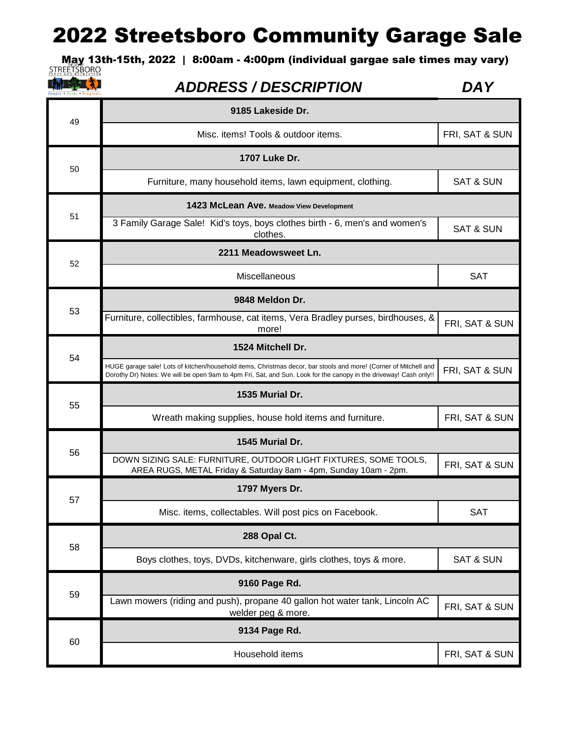# 2022 Streetsboro Community Garage Sale

**May 13th-15th, 2022 | 8:00am - 4:00pm (individual gargae sale times may vary)**

| # | *ADDRESS / DESCRIPTION* | *DAY* |
|---|---|---|
| 49 | **9185 Lakeside Dr.** Misc. items! Tools & outdoor items. | FRI, SAT & SUN |
| 50 | **1707 Luke Dr.** Furniture, many household items, lawn equipment, clothing. | SAT & SUN |
| 51 | **1423 McLean Ave. Meadow View Development** 3 Family Garage Sale! Kid's toys, boys clothes birth - 6, men's and women's clothes. | SAT & SUN |
| 52 | **2211 Meadowsweet Ln.** Miscellaneous | SAT |
| 53 | **9848 Meldon Dr.** Furniture, collectibles, farmhouse, cat items, Vera Bradley purses, birdhouses, & more! | FRI, SAT & SUN |
| 54 | **1524 Mitchell Dr.** HUGE garage sale! Lots of kitchen/household items, Christmas decor, bar stools and more! (Corner of Mitchell and Dorothy Dr) Notes: We will be open 9am to 4pm Fri, Sat, and Sun. Look for the canopy in the driveway! Cash only!! | FRI, SAT & SUN |
| 55 | **1535 Murial Dr.** Wreath making supplies, house hold items and furniture. | FRI, SAT & SUN |
| 56 | **1545 Murial Dr.** DOWN SIZING SALE: FURNITURE, OUTDOOR LIGHT FIXTURES, SOME TOOLS, AREA RUGS, METAL Friday & Saturday 8am - 4pm, Sunday 10am - 2pm. | FRI, SAT & SUN |
| 57 | **1797 Myers Dr.** Misc. items, collectables. Will post pics on Facebook. | SAT |
| 58 | **288 Opal Ct.** Boys clothes, toys, DVDs, kitchenware, girls clothes, toys & more. | SAT & SUN |
| 59 | **9160 Page Rd.** Lawn mowers (riding and push), propane 40 gallon hot water tank, Lincoln AC welder peg & more. | FRI, SAT & SUN |
| 60 | **9134 Page Rd.** Household items | FRI, SAT & SUN |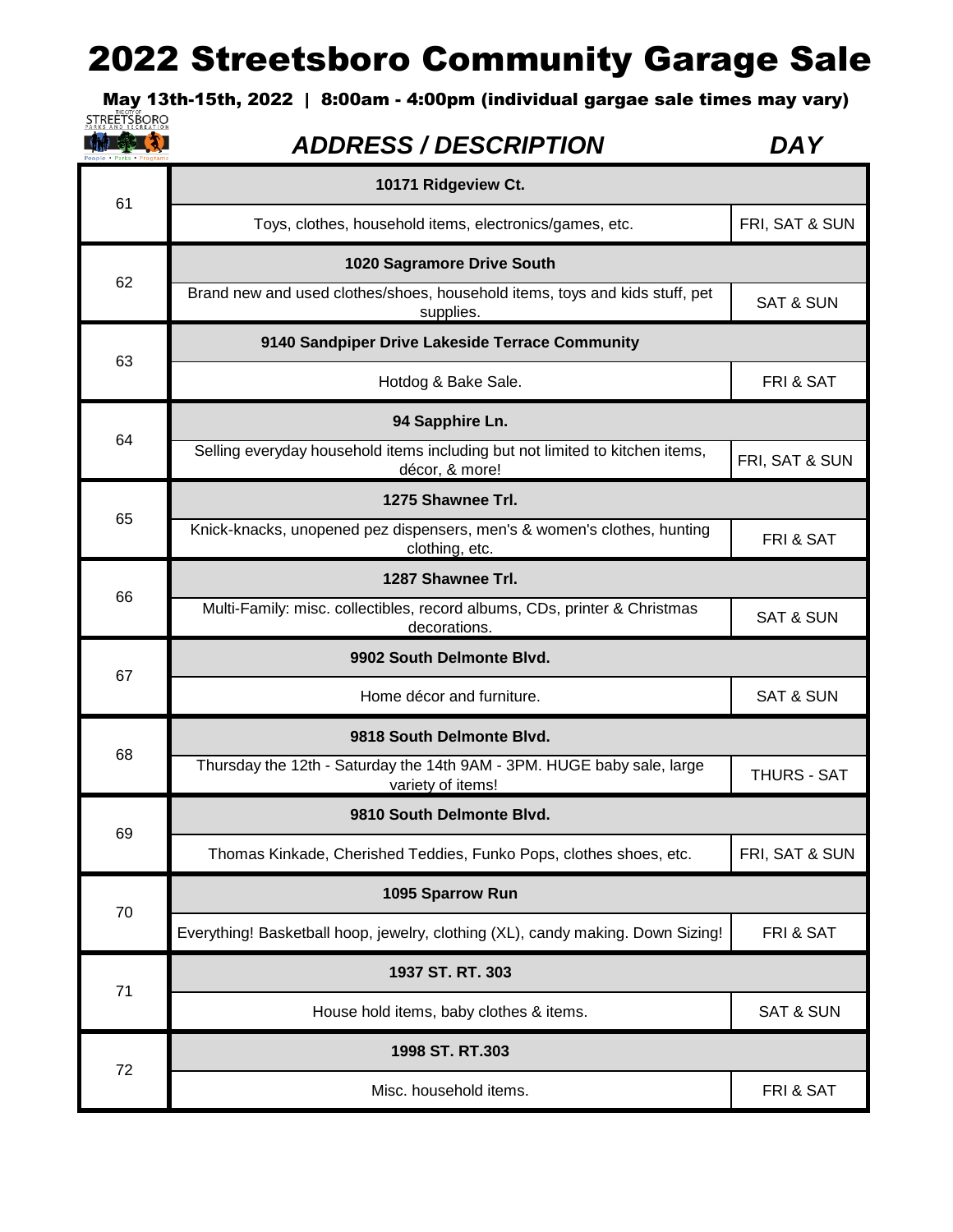# 2022 Streetsboro Community Garage Sale

**May 13th-15th, 2022 | 8:00am - 4:00pm (individual gargae sale times may vary)**

| # | *ADDRESS / DESCRIPTION* | *DAY* |
|---|---|---|
| 61 | **10171 Ridgeview Ct.** | |
| | Toys, clothes, household items, electronics/games, etc. | FRI, SAT & SUN |
| 62 | **1020 Sagramore Drive South** | |
| | Brand new and used clothes/shoes, household items, toys and kids stuff, pet supplies. | SAT & SUN |
| 63 | **9140 Sandpiper Drive Lakeside Terrace Community** | |
| | Hotdog & Bake Sale. | FRI & SAT |
| 64 | **94 Sapphire Ln.** | |
| | Selling everyday household items including but not limited to kitchen items, décor, & more! | FRI, SAT & SUN |
| 65 | **1275 Shawnee Trl.** | |
| | Knick-knacks, unopened pez dispensers, men's & women's clothes, hunting clothing, etc. | FRI & SAT |
| 66 | **1287 Shawnee Trl.** | |
| | Multi-Family: misc. collectibles, record albums, CDs, printer & Christmas decorations. | SAT & SUN |
| 67 | **9902 South Delmonte Blvd.** | |
| | Home décor and furniture. | SAT & SUN |
| 68 | **9818 South Delmonte Blvd.** | |
| | Thursday the 12th - Saturday the 14th 9AM - 3PM. HUGE baby sale, large variety of items! | THURS - SAT |
| 69 | **9810 South Delmonte Blvd.** | |
| | Thomas Kinkade, Cherished Teddies, Funko Pops, clothes shoes, etc. | FRI, SAT & SUN |
| 70 | **1095 Sparrow Run** | |
| | Everything! Basketball hoop, jewelry, clothing (XL), candy making. Down Sizing! | FRI & SAT |
| 71 | **1937 ST. RT. 303** | |
| | House hold items, baby clothes & items. | SAT & SUN |
| 72 | **1998 ST. RT.303** | |
| | Misc. household items. | FRI & SAT |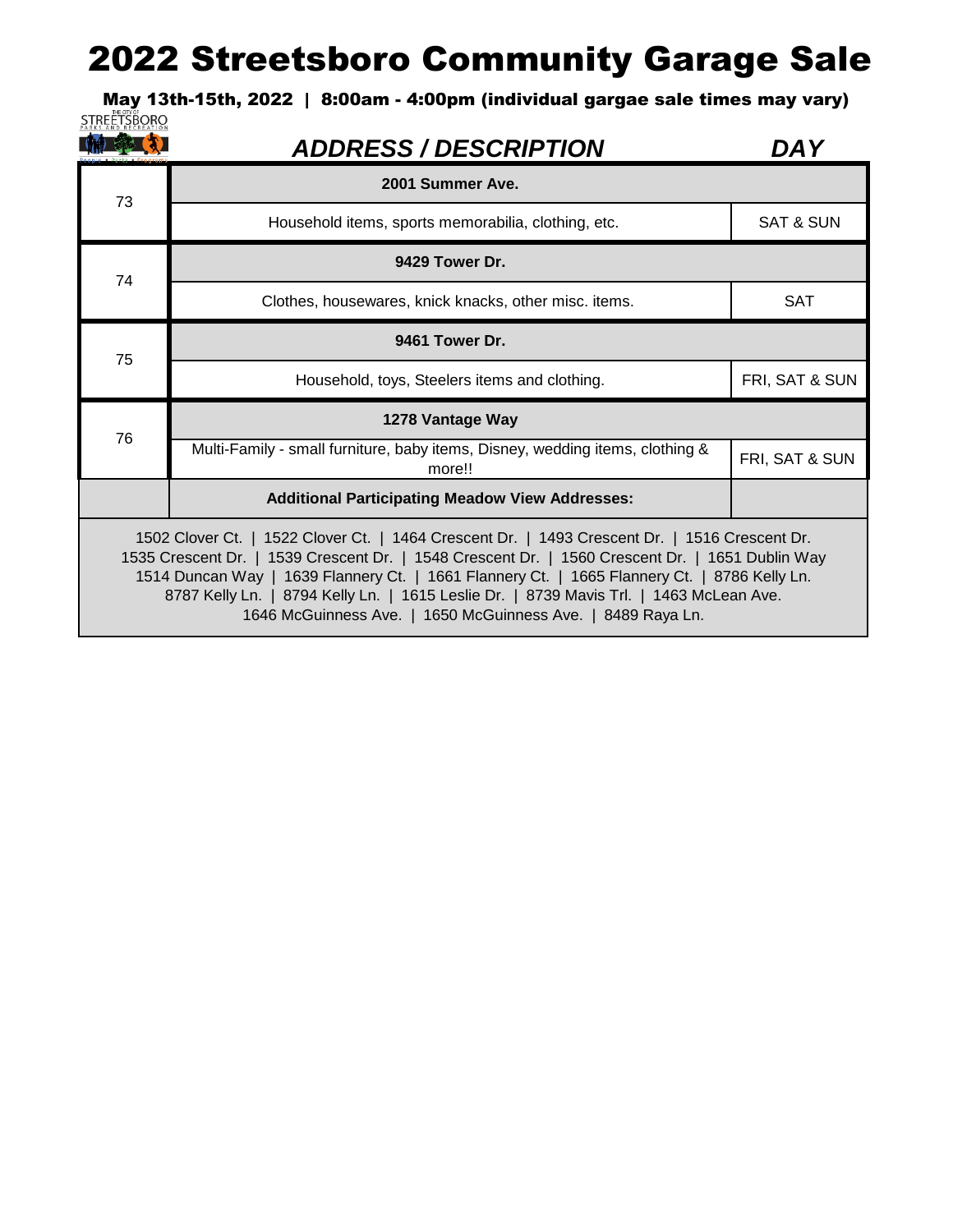# 2022 Streetsboro Community Garage Sale

**May 13th-15th, 2022 | 8:00am - 4:00pm (individual gargae sale times may vary)**

| | *ADDRESS / DESCRIPTION* | *DAY* |
|---|---|---|
| 73 | **2001 Summer Ave.** | |
| | Household items, sports memorabilia, clothing, etc. | SAT & SUN |
| 74 | **9429 Tower Dr.** | |
| | Clothes, housewares, knick knacks, other misc. items. | SAT |
| 75 | **9461 Tower Dr.** | |
| | Household, toys, Steelers items and clothing. | FRI, SAT & SUN |
| 76 | **1278 Vantage Way** | |
| | Multi-Family - small furniture, baby items, Disney, wedding items, clothing & more!! | FRI, SAT & SUN |
| | **Additional Participating Meadow View Addresses:** | |

1502 Clover Ct. | 1522 Clover Ct. | 1464 Crescent Dr. | 1493 Crescent Dr. | 1516 Crescent Dr.
1535 Crescent Dr. | 1539 Crescent Dr. | 1548 Crescent Dr. | 1560 Crescent Dr. | 1651 Dublin Way
1514 Duncan Way | 1639 Flannery Ct. | 1661 Flannery Ct. | 1665 Flannery Ct. | 8786 Kelly Ln.
8787 Kelly Ln. | 8794 Kelly Ln. | 1615 Leslie Dr. | 8739 Mavis Trl. | 1463 McLean Ave.
1646 McGuinness Ave. | 1650 McGuinness Ave. | 8489 Raya Ln.